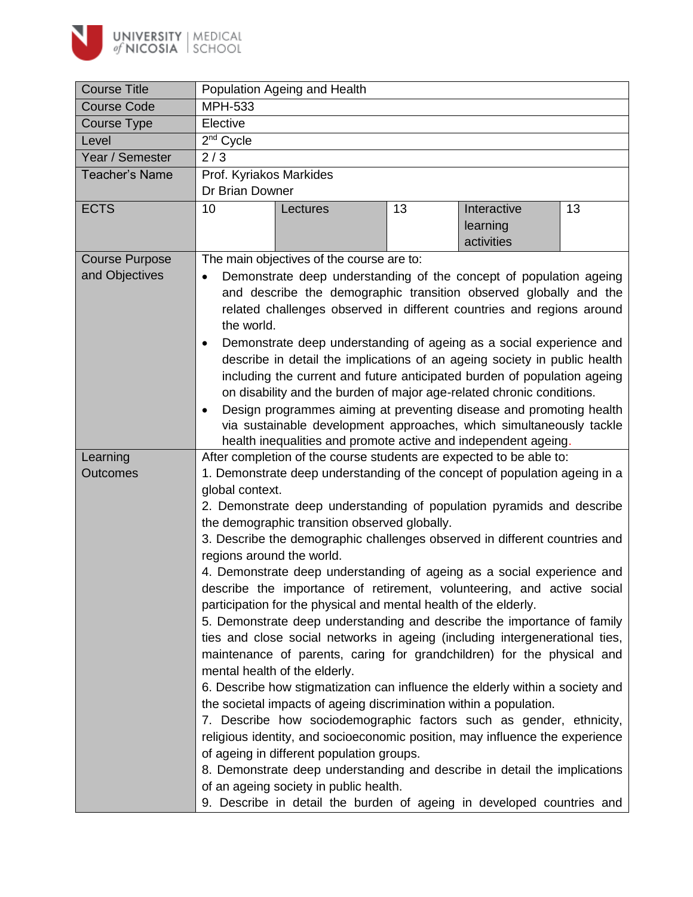| Course Title | Population Ageing and Health | | | | |
|---|---|---|---|---|---|
| Course Code | MPH-533 | | | | |
| Course Type | Elective | | | | |
| Level | 2nd Cycle | | | | |
| Year / Semester | 2 / 3 | | | | |
| Teacher's Name | Prof. Kyriakos Markides<br>Dr Brian Downer | | | | |
| ECTS | 10 | Lectures | 13 | Interactive learning activities | 13 |
| Course Purpose and Objectives | The main objectives of the course are to:<br>• Demonstrate deep understanding of the concept of population ageing and describe the demographic transition observed globally and the related challenges observed in different countries and regions around the world.<br>• Demonstrate deep understanding of ageing as a social experience and describe in detail the implications of an ageing society in public health including the current and future anticipated burden of population ageing on disability and the burden of major age-related chronic conditions.<br>• Design programmes aiming at preventing disease and promoting health via sustainable development approaches, which simultaneously tackle health inequalities and promote active and independent ageing. | | | | |
| Learning Outcomes | After completion of the course students are expected to be able to:<br>1. Demonstrate deep understanding of the concept of population ageing in a global context.<br>2. Demonstrate deep understanding of population pyramids and describe the demographic transition observed globally.<br>3. Describe the demographic challenges observed in different countries and regions around the world.<br>4. Demonstrate deep understanding of ageing as a social experience and describe the importance of retirement, volunteering, and active social participation for the physical and mental health of the elderly.<br>5. Demonstrate deep understanding and describe the importance of family ties and close social networks in ageing (including intergenerational ties, maintenance of parents, caring for grandchildren) for the physical and mental health of the elderly.<br>6. Describe how stigmatization can influence the elderly within a society and the societal impacts of ageing discrimination within a population.<br>7. Describe how sociodemographic factors such as gender, ethnicity, religious identity, and socioeconomic position, may influence the experience of ageing in different population groups.<br>8. Demonstrate deep understanding and describe in detail the implications of an ageing society in public health.<br>9. Describe in detail the burden of ageing in developed countries and | | | | |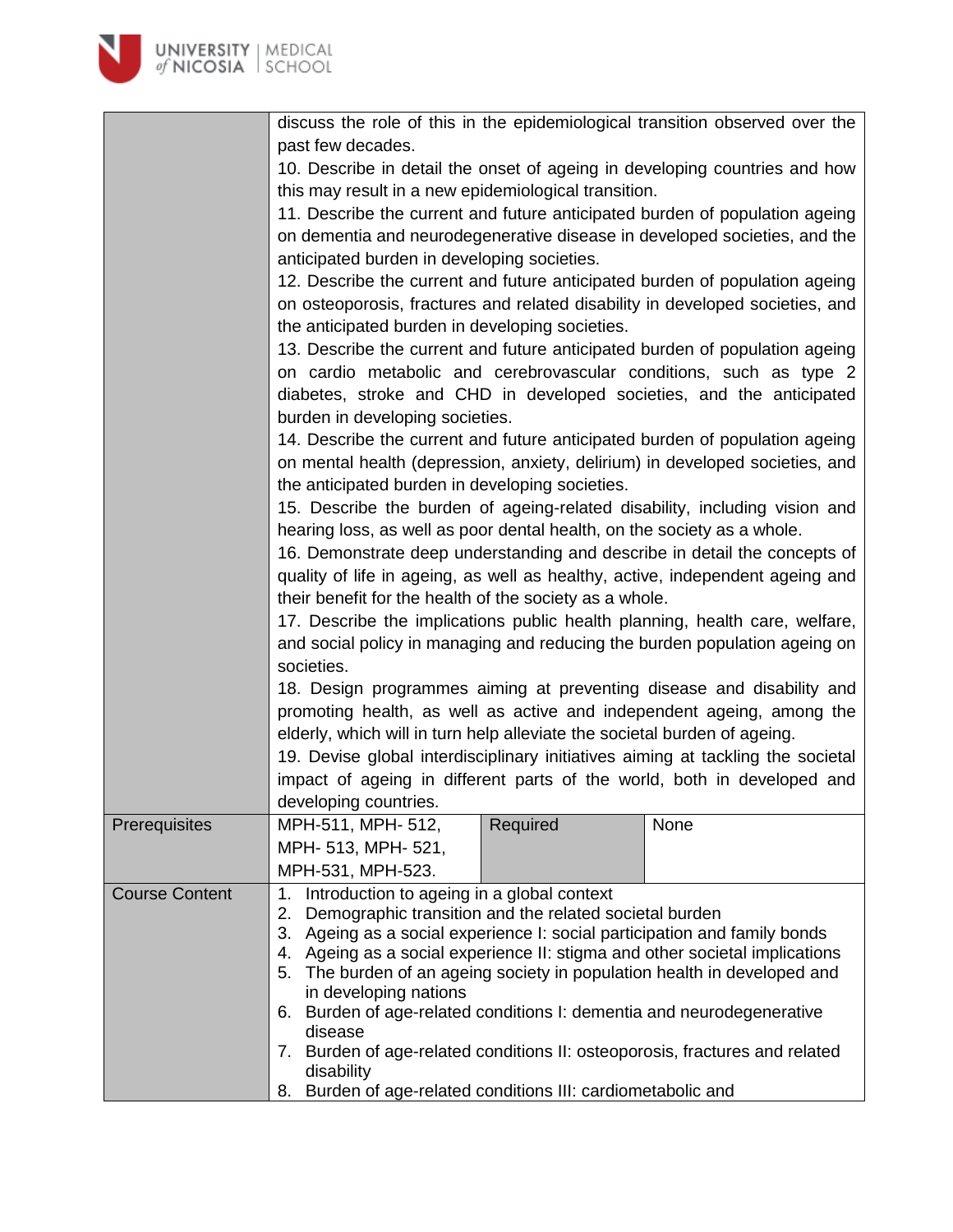| | | | |
|---|---|---|---|
| | discuss the role of this in the epidemiological transition observed over the past few decades.<br>10. Describe in detail the onset of ageing in developing countries and how this may result in a new epidemiological transition.<br>11. Describe the current and future anticipated burden of population ageing on dementia and neurodegenerative disease in developed societies, and the anticipated burden in developing societies.<br>12. Describe the current and future anticipated burden of population ageing on osteoporosis, fractures and related disability in developed societies, and the anticipated burden in developing societies.<br>13. Describe the current and future anticipated burden of population ageing on cardio metabolic and cerebrovascular conditions, such as type 2 diabetes, stroke and CHD in developed societies, and the anticipated burden in developing societies.<br>14. Describe the current and future anticipated burden of population ageing on mental health (depression, anxiety, delirium) in developed societies, and the anticipated burden in developing societies.<br>15. Describe the burden of ageing-related disability, including vision and hearing loss, as well as poor dental health, on the society as a whole.<br>16. Demonstrate deep understanding and describe in detail the concepts of quality of life in ageing, as well as healthy, active, independent ageing and their benefit for the health of the society as a whole.<br>17. Describe the implications public health planning, health care, welfare, and social policy in managing and reducing the burden population ageing on societies.<br>18. Design programmes aiming at preventing disease and disability and promoting health, as well as active and independent ageing, among the elderly, which will in turn help alleviate the societal burden of ageing.<br>19. Devise global interdisciplinary initiatives aiming at tackling the societal impact of ageing in different parts of the world, both in developed and developing countries. | | |
| Prerequisites | MPH-511, MPH- 512, MPH- 513, MPH- 521, MPH-531, MPH-523. | Required | None |
| Course Content | 1. Introduction to ageing in a global context<br>2. Demographic transition and the related societal burden<br>3. Ageing as a social experience I: social participation and family bonds<br>4. Ageing as a social experience II: stigma and other societal implications<br>5. The burden of an ageing society in population health in developed and in developing nations<br>6. Burden of age-related conditions I: dementia and neurodegenerative disease<br>7. Burden of age-related conditions II: osteoporosis, fractures and related disability<br>8. Burden of age-related conditions III: cardiometabolic and | | |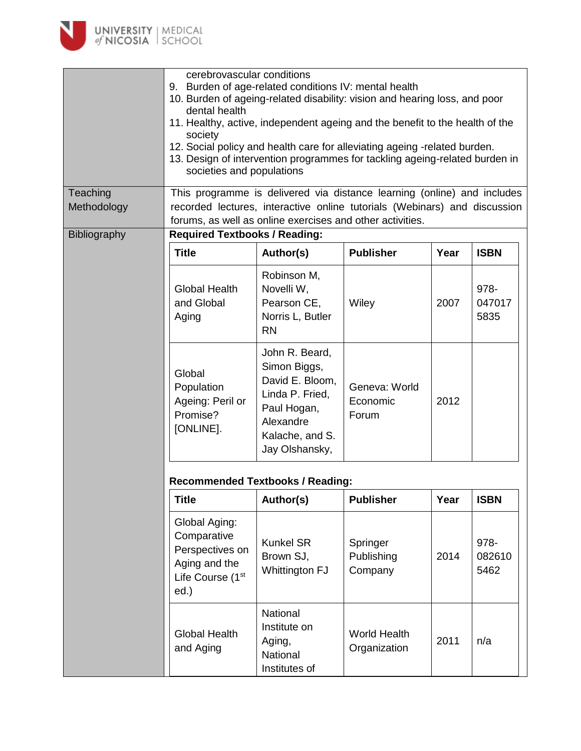|  |  |
|---|---|
|  | cerebrovascular conditions<br>9. Burden of age-related conditions IV: mental health<br>10. Burden of ageing-related disability: vision and hearing loss, and poor dental health<br>11. Healthy, active, independent ageing and the benefit to the health of the society<br>12. Social policy and health care for alleviating ageing -related burden.<br>13. Design of intervention programmes for tackling ageing-related burden in societies and populations |
| Teaching Methodology | This programme is delivered via distance learning (online) and includes recorded lectures, interactive online tutorials (Webinars) and discussion forums, as well as online exercises and other activities. |
| Bibliography | **Required Textbooks / Reading:** |

**Required Textbooks / Reading:**

| Title | Author(s) | Publisher | Year | ISBN |
|---|---|---|---|---|
| Global Health and Global Aging | Robinson M, Novelli W, Pearson CE, Norris L, Butler RN | Wiley | 2007 | 978-0470175835 |
| Global Population Ageing: Peril or Promise? [ONLINE]. | John R. Beard, Simon Biggs, David E. Bloom, Linda P. Fried, Paul Hogan, Alexandre Kalache, and S. Jay Olshansky, | Geneva: World Economic Forum | 2012 |  |

**Recommended Textbooks / Reading:**

| Title | Author(s) | Publisher | Year | ISBN |
|---|---|---|---|---|
| Global Aging: Comparative Perspectives on Aging and the Life Course (1st ed.) | Kunkel SR Brown SJ, Whittington FJ | Springer Publishing Company | 2014 | 978-0826105462 |
| Global Health and Aging | National Institute on Aging, National Institutes of | World Health Organization | 2011 | n/a |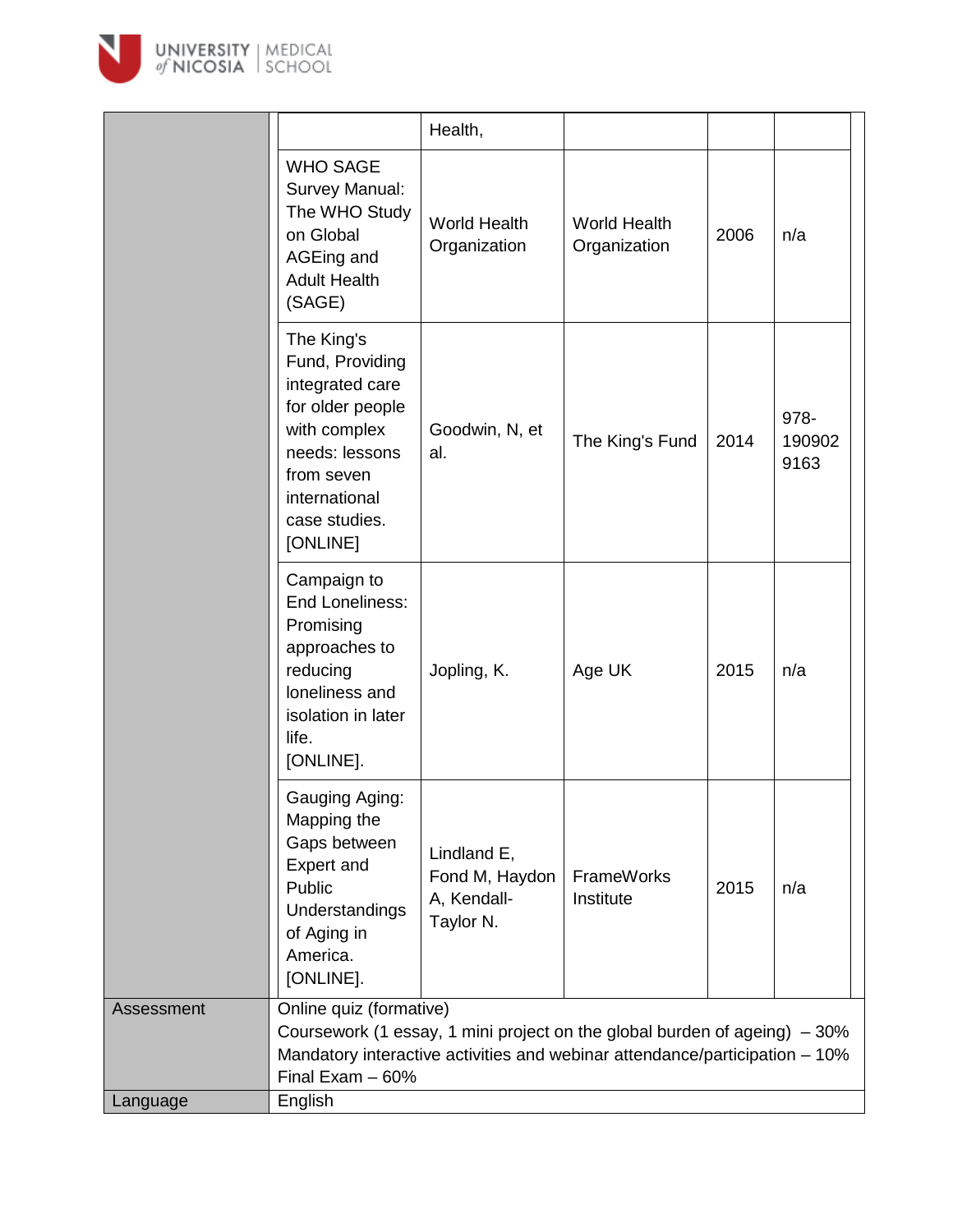| | | | | | |
|---|---|---|---|---|---|
| | | Health, | | | |
| | WHO SAGE Survey Manual: The WHO Study on Global AGEing and Adult Health (SAGE) | World Health Organization | World Health Organization | 2006 | n/a |
| | The King's Fund, Providing integrated care for older people with complex needs: lessons from seven international case studies. [ONLINE] | Goodwin, N, et al. | The King's Fund | 2014 | 978-1909029163 |
| | Campaign to End Loneliness: Promising approaches to reducing loneliness and isolation in later life. [ONLINE]. | Jopling, K. | Age UK | 2015 | n/a |
| | Gauging Aging: Mapping the Gaps between Expert and Public Understandings of Aging in America. [ONLINE]. | Lindland E, Fond M, Haydon A, Kendall-Taylor N. | FrameWorks Institute | 2015 | n/a |
| Assessment | Online quiz (formative)<br>Coursework (1 essay, 1 mini project on the global burden of ageing) – 30%<br>Mandatory interactive activities and webinar attendance/participation – 10%<br>Final Exam – 60% | | | | |
| Language | English | | | | |